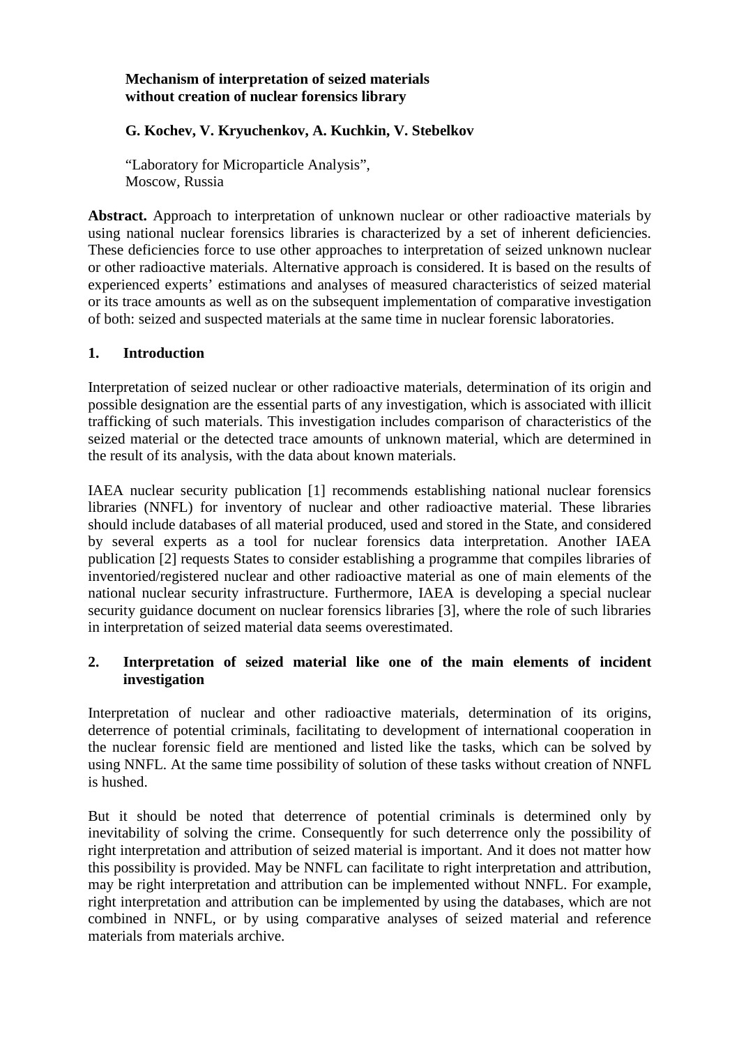**Mechanism of interpretation of seized materials without creation of nuclear forensics library**

**G. Kochev, V. Kryuchenkov, A. Kuchkin, V. Stebelkov**

"Laboratory for Microparticle Analysis",
Moscow, Russia

**Abstract.** Approach to interpretation of unknown nuclear or other radioactive materials by using national nuclear forensics libraries is characterized by a set of inherent deficiencies. These deficiencies force to use other approaches to interpretation of seized unknown nuclear or other radioactive materials. Alternative approach is considered. It is based on the results of experienced experts' estimations and analyses of measured characteristics of seized material or its trace amounts as well as on the subsequent implementation of comparative investigation of both: seized and suspected materials at the same time in nuclear forensic laboratories.

## 1. Introduction

Interpretation of seized nuclear or other radioactive materials, determination of its origin and possible designation are the essential parts of any investigation, which is associated with illicit trafficking of such materials. This investigation includes comparison of characteristics of the seized material or the detected trace amounts of unknown material, which are determined in the result of its analysis, with the data about known materials.

IAEA nuclear security publication [1] recommends establishing national nuclear forensics libraries (NNFL) for inventory of nuclear and other radioactive material. These libraries should include databases of all material produced, used and stored in the State, and considered by several experts as a tool for nuclear forensics data interpretation. Another IAEA publication [2] requests States to consider establishing a programme that compiles libraries of inventoried/registered nuclear and other radioactive material as one of main elements of the national nuclear security infrastructure. Furthermore, IAEA is developing a special nuclear security guidance document on nuclear forensics libraries [3], where the role of such libraries in interpretation of seized material data seems overestimated.

## 2. Interpretation of seized material like one of the main elements of incident investigation

Interpretation of nuclear and other radioactive materials, determination of its origins, deterrence of potential criminals, facilitating to development of international cooperation in the nuclear forensic field are mentioned and listed like the tasks, which can be solved by using NNFL. At the same time possibility of solution of these tasks without creation of NNFL is hushed.

But it should be noted that deterrence of potential criminals is determined only by inevitability of solving the crime. Consequently for such deterrence only the possibility of right interpretation and attribution of seized material is important. And it does not matter how this possibility is provided. May be NNFL can facilitate to right interpretation and attribution, may be right interpretation and attribution can be implemented without NNFL. For example, right interpretation and attribution can be implemented by using the databases, which are not combined in NNFL, or by using comparative analyses of seized material and reference materials from materials archive.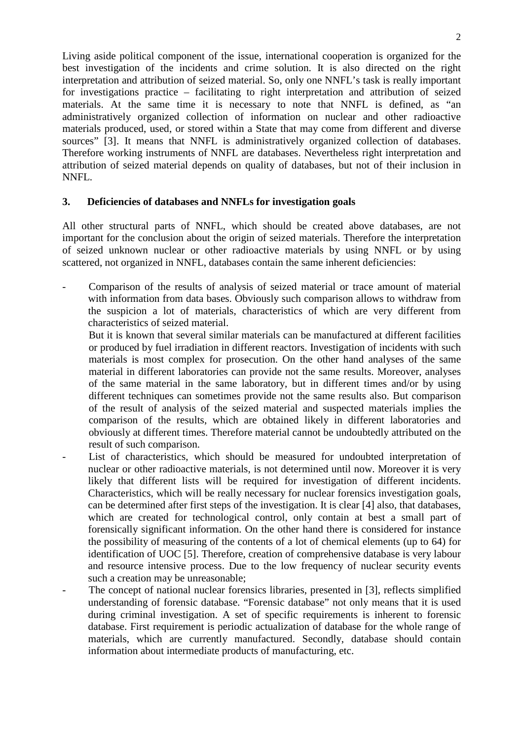Living aside political component of the issue, international cooperation is organized for the best investigation of the incidents and crime solution. It is also directed on the right interpretation and attribution of seized material. So, only one NNFL's task is really important for investigations practice – facilitating to right interpretation and attribution of seized materials. At the same time it is necessary to note that NNFL is defined, as "an administratively organized collection of information on nuclear and other radioactive materials produced, used, or stored within a State that may come from different and diverse sources" [3]. It means that NNFL is administratively organized collection of databases. Therefore working instruments of NNFL are databases. Nevertheless right interpretation and attribution of seized material depends on quality of databases, but not of their inclusion in NNFL.

## 3. Deficiencies of databases and NNFLs for investigation goals

All other structural parts of NNFL, which should be created above databases, are not important for the conclusion about the origin of seized materials. Therefore the interpretation of seized unknown nuclear or other radioactive materials by using NNFL or by using scattered, not organized in NNFL, databases contain the same inherent deficiencies:

- Comparison of the results of analysis of seized material or trace amount of material with information from data bases. Obviously such comparison allows to withdraw from the suspicion a lot of materials, characteristics of which are very different from characteristics of seized material.

  But it is known that several similar materials can be manufactured at different facilities or produced by fuel irradiation in different reactors. Investigation of incidents with such materials is most complex for prosecution. On the other hand analyses of the same material in different laboratories can provide not the same results. Moreover, analyses of the same material in the same laboratory, but in different times and/or by using different techniques can sometimes provide not the same results also. But comparison of the result of analysis of the seized material and suspected materials implies the comparison of the results, which are obtained likely in different laboratories and obviously at different times. Therefore material cannot be undoubtedly attributed on the result of such comparison.
- List of characteristics, which should be measured for undoubted interpretation of nuclear or other radioactive materials, is not determined until now. Moreover it is very likely that different lists will be required for investigation of different incidents. Characteristics, which will be really necessary for nuclear forensics investigation goals, can be determined after first steps of the investigation. It is clear [4] also, that databases, which are created for technological control, only contain at best a small part of forensically significant information. On the other hand there is considered for instance the possibility of measuring of the contents of a lot of chemical elements (up to 64) for identification of UOC [5]. Therefore, creation of comprehensive database is very labour and resource intensive process. Due to the low frequency of nuclear security events such a creation may be unreasonable;
- The concept of national nuclear forensics libraries, presented in [3], reflects simplified understanding of forensic database. "Forensic database" not only means that it is used during criminal investigation. A set of specific requirements is inherent to forensic database. First requirement is periodic actualization of database for the whole range of materials, which are currently manufactured. Secondly, database should contain information about intermediate products of manufacturing, etc.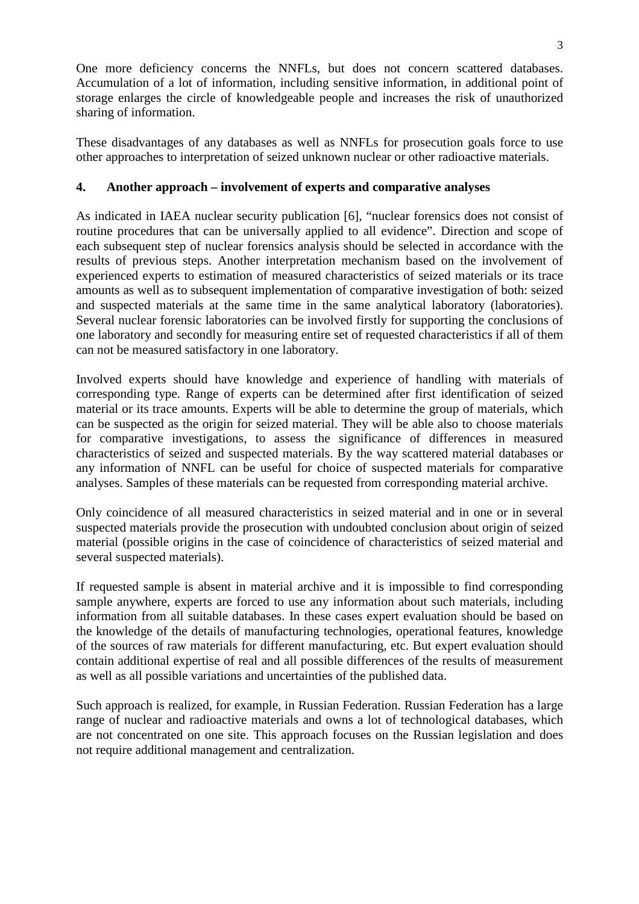One more deficiency concerns the NNFLs, but does not concern scattered databases. Accumulation of a lot of information, including sensitive information, in additional point of storage enlarges the circle of knowledgeable people and increases the risk of unauthorized sharing of information.

These disadvantages of any databases as well as NNFLs for prosecution goals force to use other approaches to interpretation of seized unknown nuclear or other radioactive materials.

## 4. Another approach – involvement of experts and comparative analyses

As indicated in IAEA nuclear security publication [6], "nuclear forensics does not consist of routine procedures that can be universally applied to all evidence". Direction and scope of each subsequent step of nuclear forensics analysis should be selected in accordance with the results of previous steps. Another interpretation mechanism based on the involvement of experienced experts to estimation of measured characteristics of seized materials or its trace amounts as well as to subsequent implementation of comparative investigation of both: seized and suspected materials at the same time in the same analytical laboratory (laboratories). Several nuclear forensic laboratories can be involved firstly for supporting the conclusions of one laboratory and secondly for measuring entire set of requested characteristics if all of them can not be measured satisfactory in one laboratory.

Involved experts should have knowledge and experience of handling with materials of corresponding type. Range of experts can be determined after first identification of seized material or its trace amounts. Experts will be able to determine the group of materials, which can be suspected as the origin for seized material. They will be able also to choose materials for comparative investigations, to assess the significance of differences in measured characteristics of seized and suspected materials. By the way scattered material databases or any information of NNFL can be useful for choice of suspected materials for comparative analyses. Samples of these materials can be requested from corresponding material archive.

Only coincidence of all measured characteristics in seized material and in one or in several suspected materials provide the prosecution with undoubted conclusion about origin of seized material (possible origins in the case of coincidence of characteristics of seized material and several suspected materials).

If requested sample is absent in material archive and it is impossible to find corresponding sample anywhere, experts are forced to use any information about such materials, including information from all suitable databases. In these cases expert evaluation should be based on the knowledge of the details of manufacturing technologies, operational features, knowledge of the sources of raw materials for different manufacturing, etc. But expert evaluation should contain additional expertise of real and all possible differences of the results of measurement as well as all possible variations and uncertainties of the published data.

Such approach is realized, for example, in Russian Federation. Russian Federation has a large range of nuclear and radioactive materials and owns a lot of technological databases, which are not concentrated on one site. This approach focuses on the Russian legislation and does not require additional management and centralization.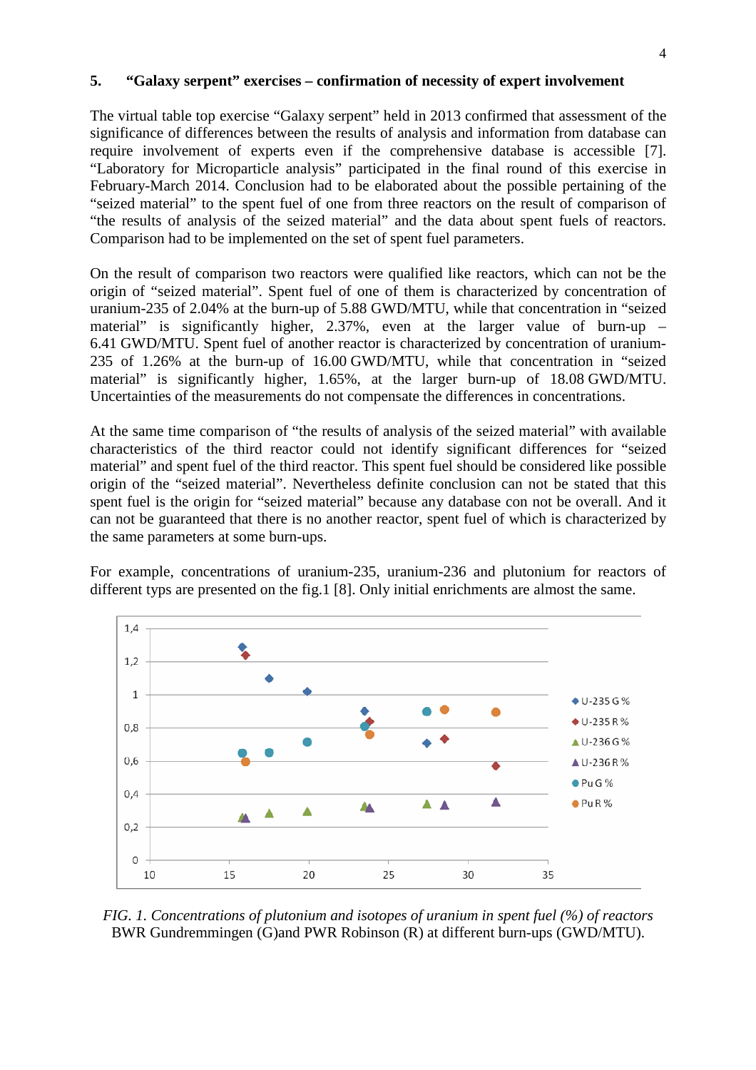## 5. "Galaxy serpent" exercises – confirmation of necessity of expert involvement

The virtual table top exercise "Galaxy serpent" held in 2013 confirmed that assessment of the significance of differences between the results of analysis and information from database can require involvement of experts even if the comprehensive database is accessible [7]. "Laboratory for Microparticle analysis" participated in the final round of this exercise in February-March 2014. Conclusion had to be elaborated about the possible pertaining of the "seized material" to the spent fuel of one from three reactors on the result of comparison of "the results of analysis of the seized material" and the data about spent fuels of reactors. Comparison had to be implemented on the set of spent fuel parameters.

On the result of comparison two reactors were qualified like reactors, which can not be the origin of "seized material". Spent fuel of one of them is characterized by concentration of uranium-235 of 2.04% at the burn-up of 5.88 GWD/MTU, while that concentration in "seized material" is significantly higher, 2.37%, even at the larger value of burn-up – 6.41 GWD/MTU. Spent fuel of another reactor is characterized by concentration of uranium-235 of 1.26% at the burn-up of 16.00 GWD/MTU, while that concentration in "seized material" is significantly higher, 1.65%, at the larger burn-up of 18.08 GWD/MTU. Uncertainties of the measurements do not compensate the differences in concentrations.

At the same time comparison of "the results of analysis of the seized material" with available characteristics of the third reactor could not identify significant differences for "seized material" and spent fuel of the third reactor. This spent fuel should be considered like possible origin of the "seized material". Nevertheless definite conclusion can not be stated that this spent fuel is the origin for "seized material" because any database con not be overall. And it can not be guaranteed that there is no another reactor, spent fuel of which is characterized by the same parameters at some burn-ups.

For example, concentrations of uranium-235, uranium-236 and plutonium for reactors of different typs are presented on the fig.1 [8]. Only initial enrichments are almost the same.

*FIG. 1. Concentrations of plutonium and isotopes of uranium in spent fuel (%) of reactors* BWR Gundremmingen (G)and PWR Robinson (R) at different burn-ups (GWD/MTU).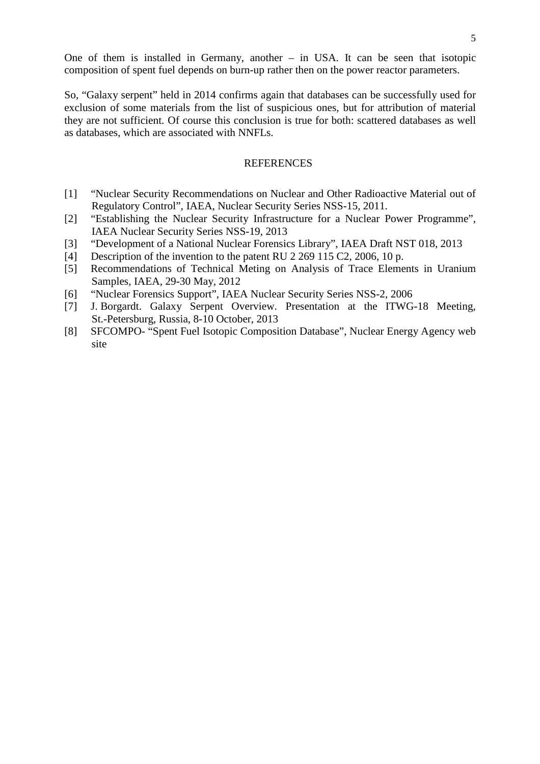One of them is installed in Germany, another – in USA. It can be seen that isotopic composition of spent fuel depends on burn-up rather then on the power reactor parameters.

So, "Galaxy serpent" held in 2014 confirms again that databases can be successfully used for exclusion of some materials from the list of suspicious ones, but for attribution of material they are not sufficient. Of course this conclusion is true for both: scattered databases as well as databases, which are associated with NNFLs.

## REFERENCES

[1] "Nuclear Security Recommendations on Nuclear and Other Radioactive Material out of Regulatory Control", IAEA, Nuclear Security Series NSS-15, 2011.

[2] "Establishing the Nuclear Security Infrastructure for a Nuclear Power Programme", IAEA Nuclear Security Series NSS-19, 2013

[3] "Development of a National Nuclear Forensics Library", IAEA Draft NST 018, 2013

[4] Description of the invention to the patent RU 2 269 115 C2, 2006, 10 p.

[5] Recommendations of Technical Meting on Analysis of Trace Elements in Uranium Samples, IAEA, 29-30 May, 2012

[6] "Nuclear Forensics Support", IAEA Nuclear Security Series NSS-2, 2006

[7] J. Borgardt. Galaxy Serpent Overview. Presentation at the ITWG-18 Meeting, St.-Petersburg, Russia, 8-10 October, 2013

[8] SFCOMPO- "Spent Fuel Isotopic Composition Database", Nuclear Energy Agency web site